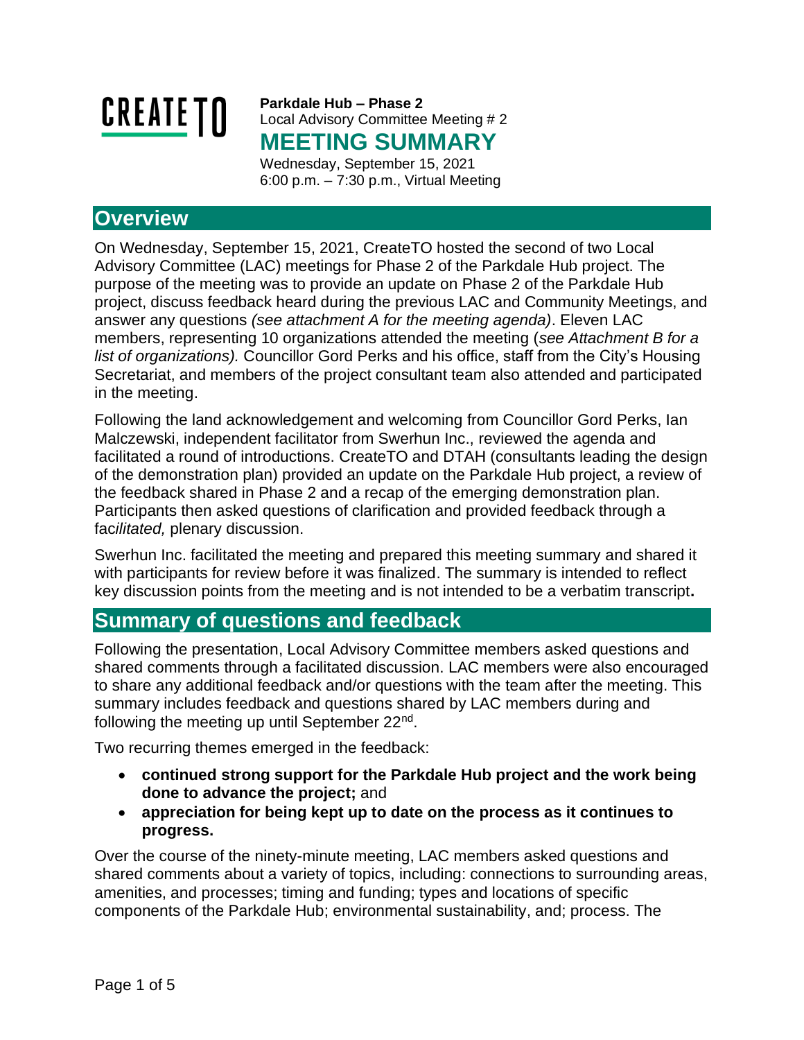CREATE TO

**Parkdale Hub – Phase 2**
Local Advisory Committee Meeting # 2

# MEETING SUMMARY

Wednesday, September 15, 2021
6:00 p.m. – 7:30 p.m., Virtual Meeting

## Overview

On Wednesday, September 15, 2021, CreateTO hosted the second of two Local Advisory Committee (LAC) meetings for Phase 2 of the Parkdale Hub project. The purpose of the meeting was to provide an update on Phase 2 of the Parkdale Hub project, discuss feedback heard during the previous LAC and Community Meetings, and answer any questions *(see attachment A for the meeting agenda)*. Eleven LAC members, representing 10 organizations attended the meeting (*see Attachment B for a list of organizations).* Councillor Gord Perks and his office, staff from the City's Housing Secretariat, and members of the project consultant team also attended and participated in the meeting.

Following the land acknowledgement and welcoming from Councillor Gord Perks, Ian Malczewski, independent facilitator from Swerhun Inc., reviewed the agenda and facilitated a round of introductions. CreateTO and DTAH (consultants leading the design of the demonstration plan) provided an update on the Parkdale Hub project, a review of the feedback shared in Phase 2 and a recap of the emerging demonstration plan. Participants then asked questions of clarification and provided feedback through a fac*ilitated,* plenary discussion.

Swerhun Inc. facilitated the meeting and prepared this meeting summary and shared it with participants for review before it was finalized. The summary is intended to reflect key discussion points from the meeting and is not intended to be a verbatim transcript**.**

## Summary of questions and feedback

Following the presentation, Local Advisory Committee members asked questions and shared comments through a facilitated discussion. LAC members were also encouraged to share any additional feedback and/or questions with the team after the meeting. This summary includes feedback and questions shared by LAC members during and following the meeting up until September 22nd.

Two recurring themes emerged in the feedback:

- **continued strong support for the Parkdale Hub project and the work being done to advance the project;** and
- **appreciation for being kept up to date on the process as it continues to progress.**

Over the course of the ninety-minute meeting, LAC members asked questions and shared comments about a variety of topics, including: connections to surrounding areas, amenities, and processes; timing and funding; types and locations of specific components of the Parkdale Hub; environmental sustainability, and; process. The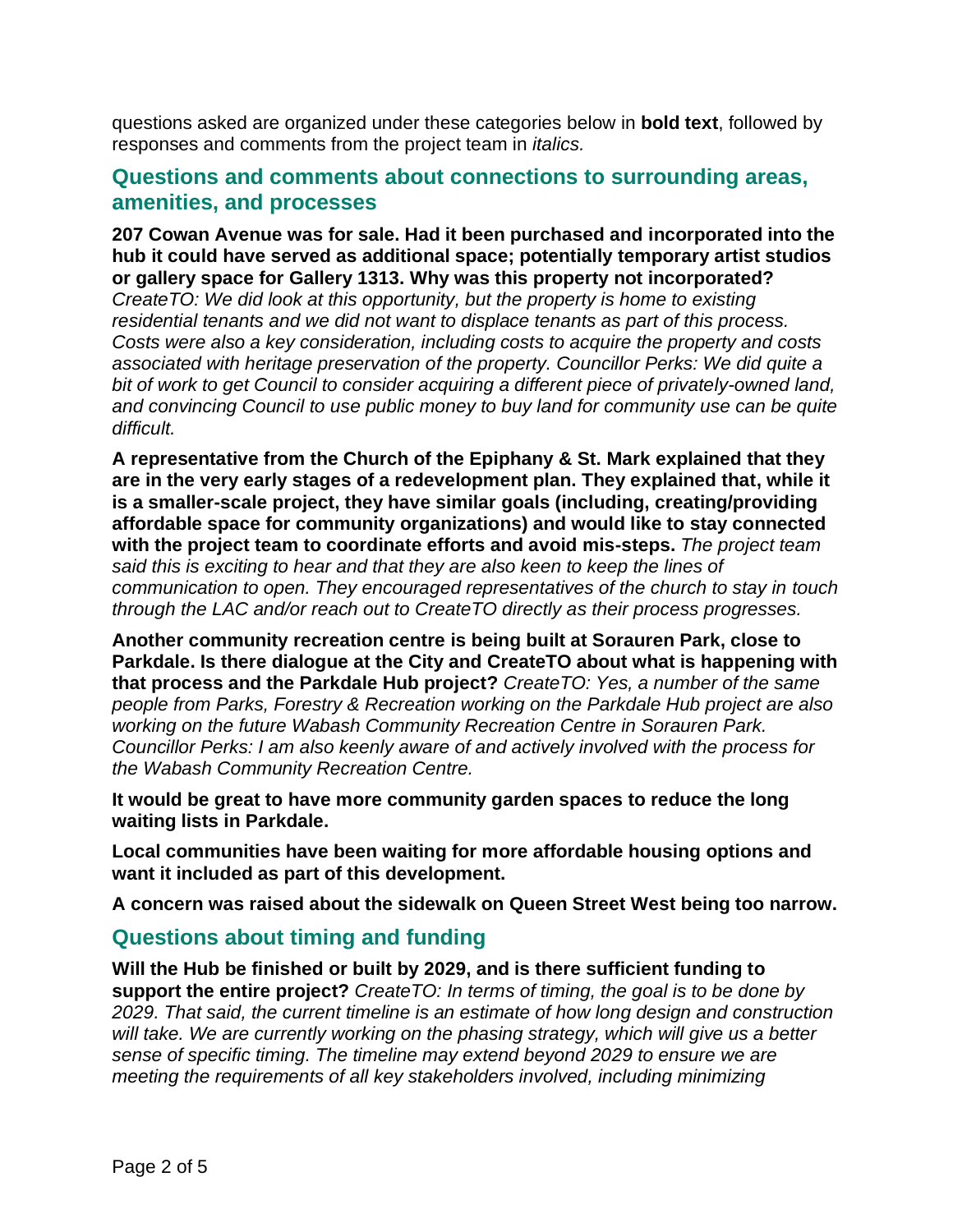questions asked are organized under these categories below in **bold text**, followed by responses and comments from the project team in *italics.*

## Questions and comments about connections to surrounding areas, amenities, and processes

**207 Cowan Avenue was for sale. Had it been purchased and incorporated into the hub it could have served as additional space; potentially temporary artist studios or gallery space for Gallery 1313. Why was this property not incorporated?** *CreateTO: We did look at this opportunity, but the property is home to existing residential tenants and we did not want to displace tenants as part of this process. Costs were also a key consideration, including costs to acquire the property and costs associated with heritage preservation of the property. Councillor Perks: We did quite a bit of work to get Council to consider acquiring a different piece of privately-owned land, and convincing Council to use public money to buy land for community use can be quite difficult.*

**A representative from the Church of the Epiphany & St. Mark explained that they are in the very early stages of a redevelopment plan. They explained that, while it is a smaller-scale project, they have similar goals (including, creating/providing affordable space for community organizations) and would like to stay connected with the project team to coordinate efforts and avoid mis-steps.** *The project team said this is exciting to hear and that they are also keen to keep the lines of communication to open. They encouraged representatives of the church to stay in touch through the LAC and/or reach out to CreateTO directly as their process progresses.*

**Another community recreation centre is being built at Sorauren Park, close to Parkdale. Is there dialogue at the City and CreateTO about what is happening with that process and the Parkdale Hub project?** *CreateTO: Yes, a number of the same people from Parks, Forestry & Recreation working on the Parkdale Hub project are also working on the future Wabash Community Recreation Centre in Sorauren Park. Councillor Perks: I am also keenly aware of and actively involved with the process for the Wabash Community Recreation Centre.*

**It would be great to have more community garden spaces to reduce the long waiting lists in Parkdale.**

**Local communities have been waiting for more affordable housing options and want it included as part of this development.**

**A concern was raised about the sidewalk on Queen Street West being too narrow.**

## Questions about timing and funding

**Will the Hub be finished or built by 2029, and is there sufficient funding to support the entire project?** *CreateTO: In terms of timing, the goal is to be done by 2029. That said, the current timeline is an estimate of how long design and construction will take. We are currently working on the phasing strategy, which will give us a better sense of specific timing. The timeline may extend beyond 2029 to ensure we are meeting the requirements of all key stakeholders involved, including minimizing*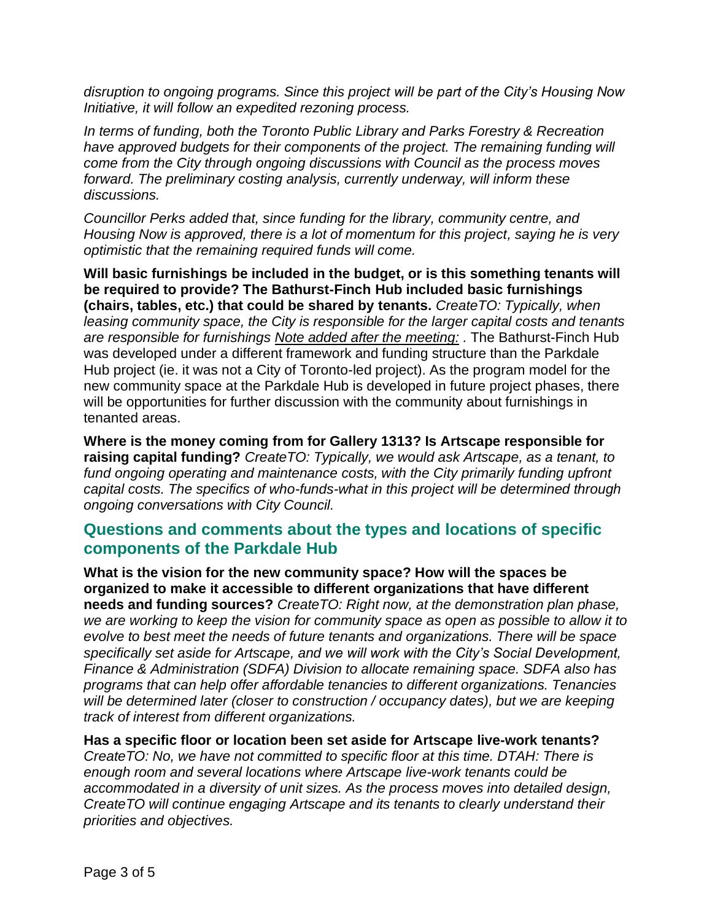*disruption to ongoing programs. Since this project will be part of the City's Housing Now Initiative, it will follow an expedited rezoning process.*

*In terms of funding, both the Toronto Public Library and Parks Forestry & Recreation have approved budgets for their components of the project. The remaining funding will come from the City through ongoing discussions with Council as the process moves forward. The preliminary costing analysis, currently underway, will inform these discussions.*

*Councillor Perks added that, since funding for the library, community centre, and Housing Now is approved, there is a lot of momentum for this project, saying he is very optimistic that the remaining required funds will come.*

**Will basic furnishings be included in the budget, or is this something tenants will be required to provide? The Bathurst-Finch Hub included basic furnishings (chairs, tables, etc.) that could be shared by tenants.** *CreateTO: Typically, when leasing community space, the City is responsible for the larger capital costs and tenants are responsible for furnishings* *Note added after the meeting: .* The Bathurst-Finch Hub was developed under a different framework and funding structure than the Parkdale Hub project (ie. it was not a City of Toronto-led project). As the program model for the new community space at the Parkdale Hub is developed in future project phases, there will be opportunities for further discussion with the community about furnishings in tenanted areas.

**Where is the money coming from for Gallery 1313? Is Artscape responsible for raising capital funding?** *CreateTO: Typically, we would ask Artscape, as a tenant, to fund ongoing operating and maintenance costs, with the City primarily funding upfront capital costs. The specifics of who-funds-what in this project will be determined through ongoing conversations with City Council.*

## Questions and comments about the types and locations of specific components of the Parkdale Hub

**What is the vision for the new community space? How will the spaces be organized to make it accessible to different organizations that have different needs and funding sources?** *CreateTO: Right now, at the demonstration plan phase, we are working to keep the vision for community space as open as possible to allow it to evolve to best meet the needs of future tenants and organizations. There will be space specifically set aside for Artscape, and we will work with the City's Social Development, Finance & Administration (SDFA) Division to allocate remaining space. SDFA also has programs that can help offer affordable tenancies to different organizations. Tenancies will be determined later (closer to construction / occupancy dates), but we are keeping track of interest from different organizations.*

**Has a specific floor or location been set aside for Artscape live-work tenants?** *CreateTO: No, we have not committed to specific floor at this time. DTAH: There is enough room and several locations where Artscape live-work tenants could be accommodated in a diversity of unit sizes. As the process moves into detailed design, CreateTO will continue engaging Artscape and its tenants to clearly understand their priorities and objectives.*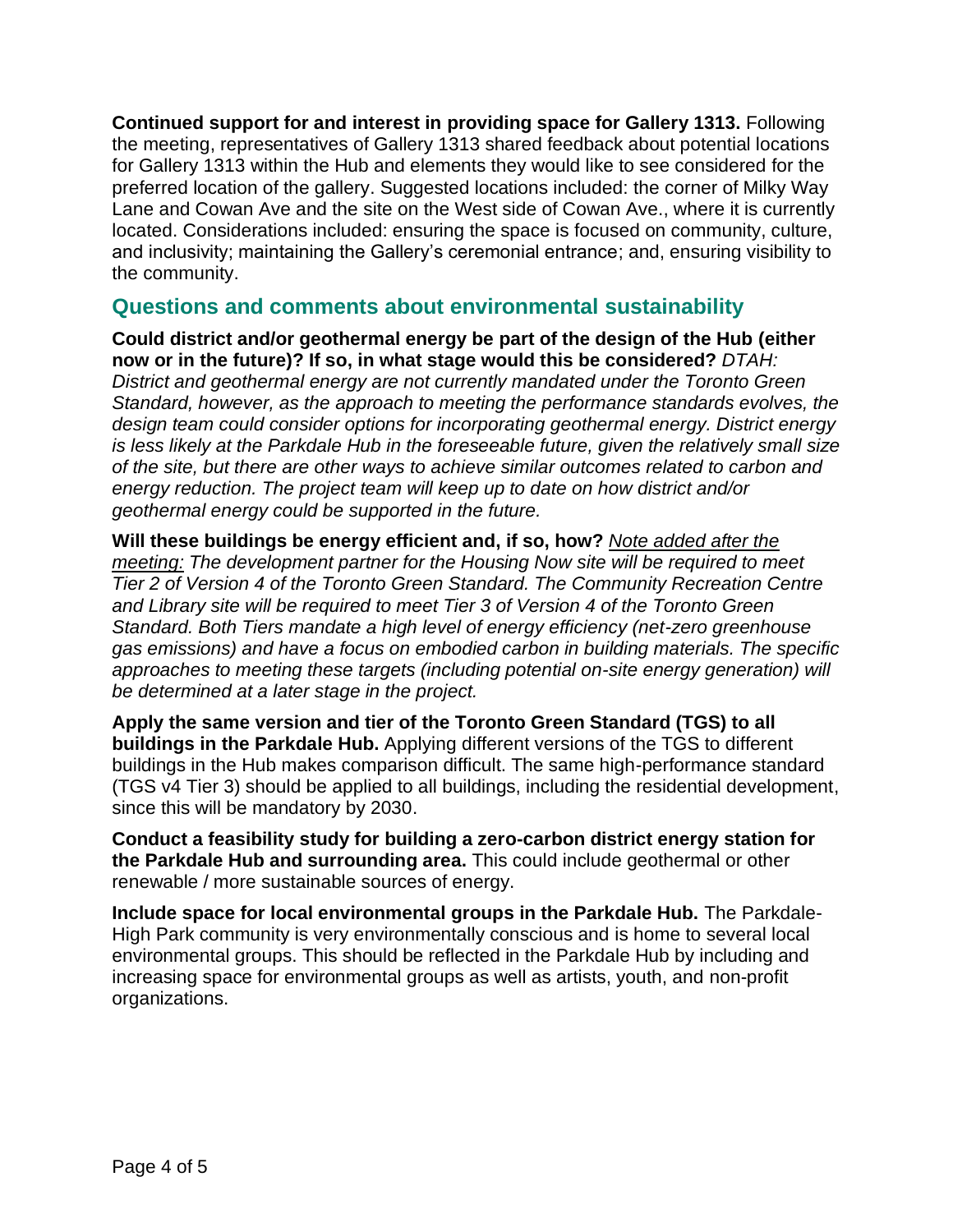**Continued support for and interest in providing space for Gallery 1313.** Following the meeting, representatives of Gallery 1313 shared feedback about potential locations for Gallery 1313 within the Hub and elements they would like to see considered for the preferred location of the gallery. Suggested locations included: the corner of Milky Way Lane and Cowan Ave and the site on the West side of Cowan Ave., where it is currently located. Considerations included: ensuring the space is focused on community, culture, and inclusivity; maintaining the Gallery's ceremonial entrance; and, ensuring visibility to the community.

## Questions and comments about environmental sustainability

**Could district and/or geothermal energy be part of the design of the Hub (either now or in the future)? If so, in what stage would this be considered?** *DTAH: District and geothermal energy are not currently mandated under the Toronto Green Standard, however, as the approach to meeting the performance standards evolves, the design team could consider options for incorporating geothermal energy. District energy is less likely at the Parkdale Hub in the foreseeable future, given the relatively small size of the site, but there are other ways to achieve similar outcomes related to carbon and energy reduction. The project team will keep up to date on how district and/or geothermal energy could be supported in the future.*

**Will these buildings be energy efficient and, if so, how?** *<u>Note added after the meeting:</u> The development partner for the Housing Now site will be required to meet Tier 2 of Version 4 of the Toronto Green Standard. The Community Recreation Centre and Library site will be required to meet Tier 3 of Version 4 of the Toronto Green Standard. Both Tiers mandate a high level of energy efficiency (net-zero greenhouse gas emissions) and have a focus on embodied carbon in building materials. The specific approaches to meeting these targets (including potential on-site energy generation) will be determined at a later stage in the project.*

**Apply the same version and tier of the Toronto Green Standard (TGS) to all buildings in the Parkdale Hub.** Applying different versions of the TGS to different buildings in the Hub makes comparison difficult. The same high-performance standard (TGS v4 Tier 3) should be applied to all buildings, including the residential development, since this will be mandatory by 2030.

**Conduct a feasibility study for building a zero-carbon district energy station for the Parkdale Hub and surrounding area.** This could include geothermal or other renewable / more sustainable sources of energy.

**Include space for local environmental groups in the Parkdale Hub.** The Parkdale-High Park community is very environmentally conscious and is home to several local environmental groups. This should be reflected in the Parkdale Hub by including and increasing space for environmental groups as well as artists, youth, and non-profit organizations.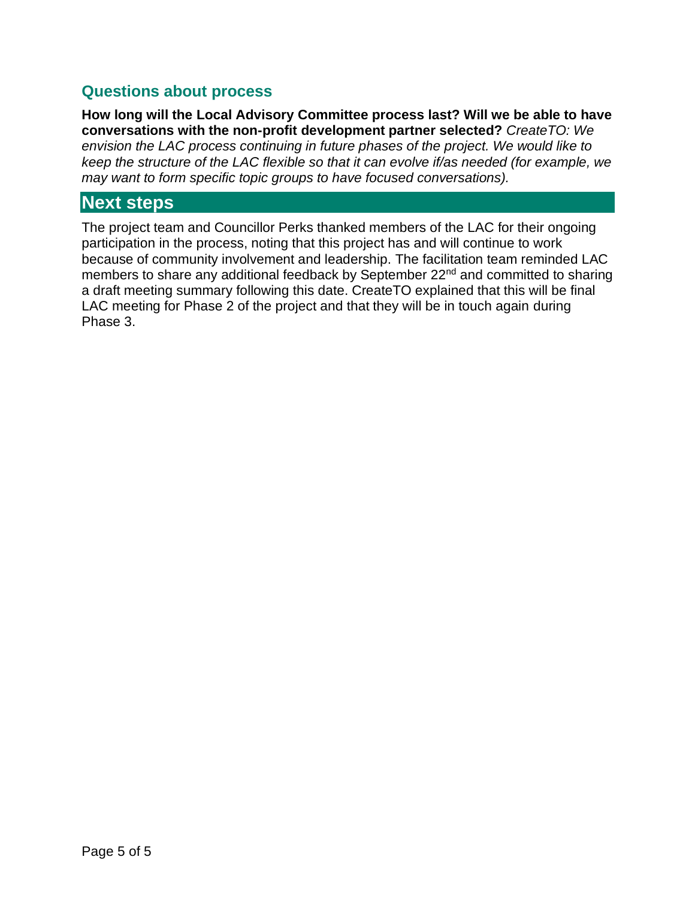### Questions about process

**How long will the Local Advisory Committee process last? Will we be able to have conversations with the non-profit development partner selected?** *CreateTO: We envision the LAC process continuing in future phases of the project. We would like to keep the structure of the LAC flexible so that it can evolve if/as needed (for example, we may want to form specific topic groups to have focused conversations).*

## Next steps

The project team and Councillor Perks thanked members of the LAC for their ongoing participation in the process, noting that this project has and will continue to work because of community involvement and leadership. The facilitation team reminded LAC members to share any additional feedback by September 22nd and committed to sharing a draft meeting summary following this date. CreateTO explained that this will be final LAC meeting for Phase 2 of the project and that they will be in touch again during Phase 3.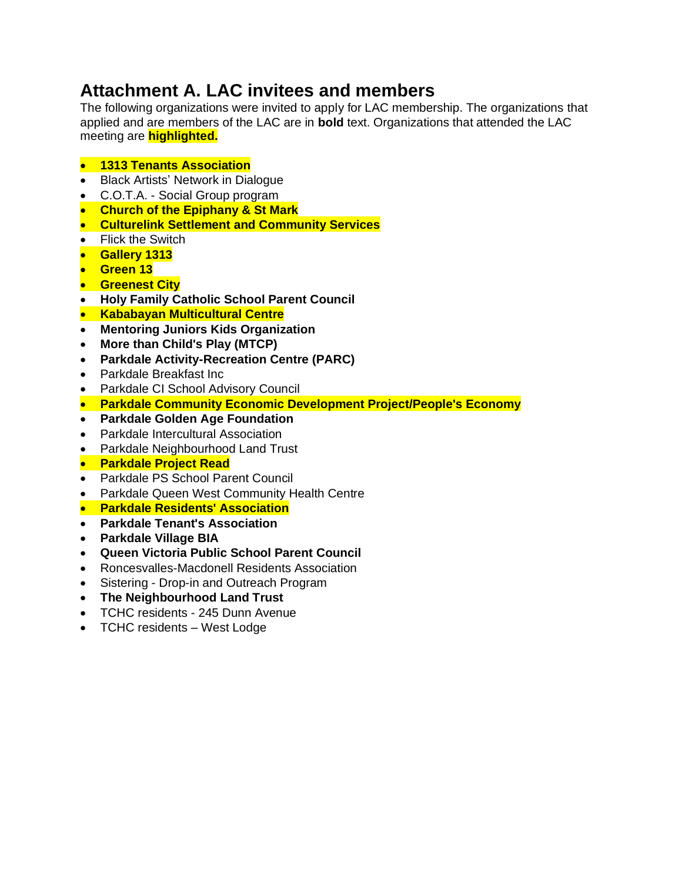# Attachment A. LAC invitees and members

The following organizations were invited to apply for LAC membership. The organizations that applied and are members of the LAC are in **bold** text. Organizations that attended the LAC meeting are **highlighted.**

- **1313 Tenants Association**
- Black Artists' Network in Dialogue
- C.O.T.A. - Social Group program
- **Church of the Epiphany & St Mark**
- **Culturelink Settlement and Community Services**
- Flick the Switch
- **Gallery 1313**
- **Green 13**
- **Greenest City**
- **Holy Family Catholic School Parent Council**
- **Kababayan Multicultural Centre**
- **Mentoring Juniors Kids Organization**
- **More than Child's Play (MTCP)**
- **Parkdale Activity-Recreation Centre (PARC)**
- Parkdale Breakfast Inc
- Parkdale CI School Advisory Council
- **Parkdale Community Economic Development Project/People's Economy**
- **Parkdale Golden Age Foundation**
- Parkdale Intercultural Association
- Parkdale Neighbourhood Land Trust
- **Parkdale Project Read**
- Parkdale PS School Parent Council
- Parkdale Queen West Community Health Centre
- **Parkdale Residents' Association**
- **Parkdale Tenant's Association**
- **Parkdale Village BIA**
- **Queen Victoria Public School Parent Council**
- Roncesvalles-Macdonell Residents Association
- Sistering - Drop-in and Outreach Program
- **The Neighbourhood Land Trust**
- TCHC residents - 245 Dunn Avenue
- TCHC residents – West Lodge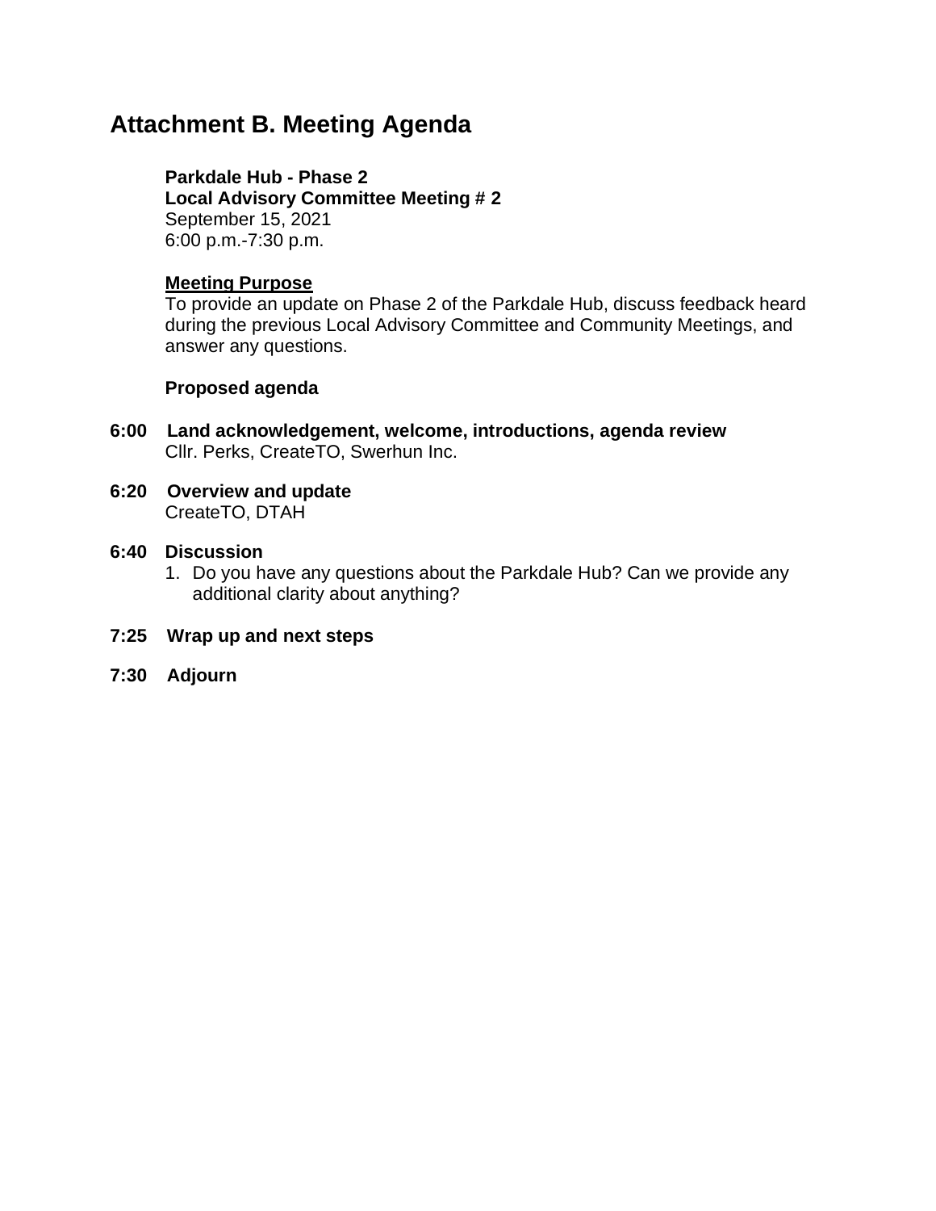# Attachment B. Meeting Agenda

**Parkdale Hub - Phase 2**
**Local Advisory Committee Meeting # 2**
September 15, 2021
6:00 p.m.-7:30 p.m.

**<u>Meeting Purpose</u>**
To provide an update on Phase 2 of the Parkdale Hub, discuss feedback heard during the previous Local Advisory Committee and Community Meetings, and answer any questions.

**Proposed agenda**

**6:00 Land acknowledgement, welcome, introductions, agenda review**
Cllr. Perks, CreateTO, Swerhun Inc.

**6:20 Overview and update**
CreateTO, DTAH

**6:40 Discussion**

1. Do you have any questions about the Parkdale Hub? Can we provide any additional clarity about anything?

**7:25 Wrap up and next steps**

**7:30 Adjourn**